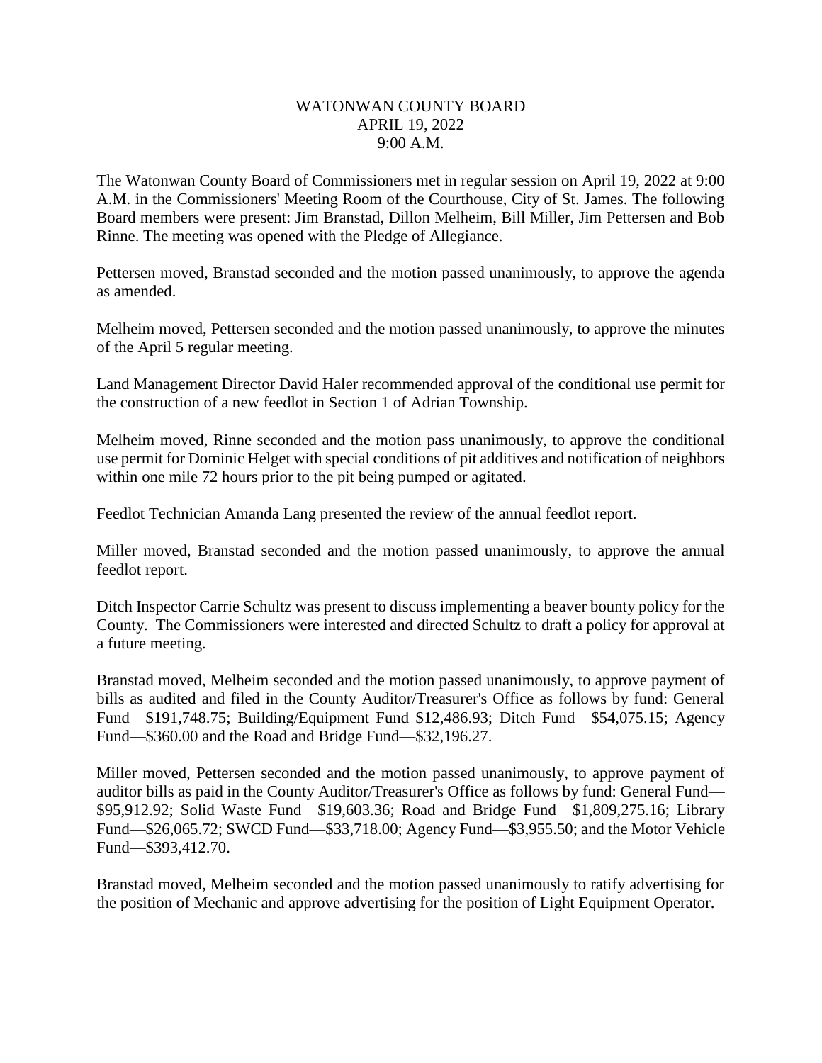# WATONWAN COUNTY BOARD
## APRIL 19, 2022
## 9:00 A.M.

The Watonwan County Board of Commissioners met in regular session on April 19, 2022 at 9:00 A.M. in the Commissioners' Meeting Room of the Courthouse, City of St. James. The following Board members were present: Jim Branstad, Dillon Melheim, Bill Miller, Jim Pettersen and Bob Rinne. The meeting was opened with the Pledge of Allegiance.

Pettersen moved, Branstad seconded and the motion passed unanimously, to approve the agenda as amended.

Melheim moved, Pettersen seconded and the motion passed unanimously, to approve the minutes of the April 5 regular meeting.

Land Management Director David Haler recommended approval of the conditional use permit for the construction of a new feedlot in Section 1 of Adrian Township.

Melheim moved, Rinne seconded and the motion pass unanimously, to approve the conditional use permit for Dominic Helget with special conditions of pit additives and notification of neighbors within one mile 72 hours prior to the pit being pumped or agitated.

Feedlot Technician Amanda Lang presented the review of the annual feedlot report.

Miller moved, Branstad seconded and the motion passed unanimously, to approve the annual feedlot report.

Ditch Inspector Carrie Schultz was present to discuss implementing a beaver bounty policy for the County. The Commissioners were interested and directed Schultz to draft a policy for approval at a future meeting.

Branstad moved, Melheim seconded and the motion passed unanimously, to approve payment of bills as audited and filed in the County Auditor/Treasurer's Office as follows by fund: General Fund—$191,748.75; Building/Equipment Fund $12,486.93; Ditch Fund—$54,075.15; Agency Fund—$360.00 and the Road and Bridge Fund—$32,196.27.

Miller moved, Pettersen seconded and the motion passed unanimously, to approve payment of auditor bills as paid in the County Auditor/Treasurer's Office as follows by fund: General Fund—$95,912.92; Solid Waste Fund—$19,603.36; Road and Bridge Fund—$1,809,275.16; Library Fund—$26,065.72; SWCD Fund—$33,718.00; Agency Fund—$3,955.50; and the Motor Vehicle Fund—$393,412.70.

Branstad moved, Melheim seconded and the motion passed unanimously to ratify advertising for the position of Mechanic and approve advertising for the position of Light Equipment Operator.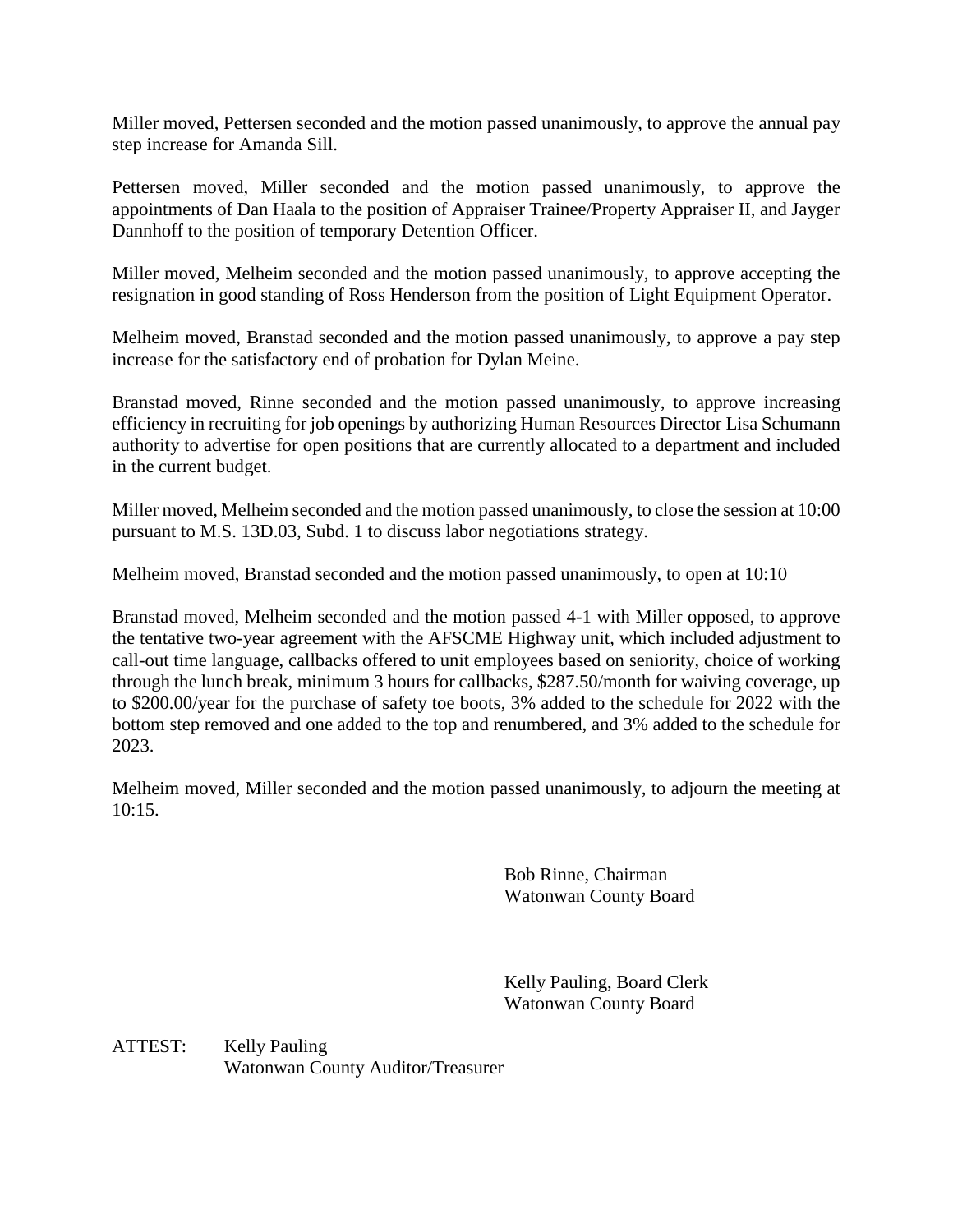Miller moved, Pettersen seconded and the motion passed unanimously, to approve the annual pay step increase for Amanda Sill.

Pettersen moved, Miller seconded and the motion passed unanimously, to approve the appointments of Dan Haala to the position of Appraiser Trainee/Property Appraiser II, and Jayger Dannhoff to the position of temporary Detention Officer.

Miller moved, Melheim seconded and the motion passed unanimously, to approve accepting the resignation in good standing of Ross Henderson from the position of Light Equipment Operator.

Melheim moved, Branstad seconded and the motion passed unanimously, to approve a pay step increase for the satisfactory end of probation for Dylan Meine.

Branstad moved, Rinne seconded and the motion passed unanimously, to approve increasing efficiency in recruiting for job openings by authorizing Human Resources Director Lisa Schumann authority to advertise for open positions that are currently allocated to a department and included in the current budget.

Miller moved, Melheim seconded and the motion passed unanimously, to close the session at 10:00 pursuant to M.S. 13D.03, Subd. 1 to discuss labor negotiations strategy.

Melheim moved, Branstad seconded and the motion passed unanimously, to open at 10:10

Branstad moved, Melheim seconded and the motion passed 4-1 with Miller opposed, to approve the tentative two-year agreement with the AFSCME Highway unit, which included adjustment to call-out time language, callbacks offered to unit employees based on seniority, choice of working through the lunch break, minimum 3 hours for callbacks, $287.50/month for waiving coverage, up to $200.00/year for the purchase of safety toe boots, 3% added to the schedule for 2022 with the bottom step removed and one added to the top and renumbered, and 3% added to the schedule for 2023.

Melheim moved, Miller seconded and the motion passed unanimously, to adjourn the meeting at 10:15.

Bob Rinne, Chairman
Watonwan County Board

Kelly Pauling, Board Clerk
Watonwan County Board

ATTEST: Kelly Pauling
Watonwan County Auditor/Treasurer